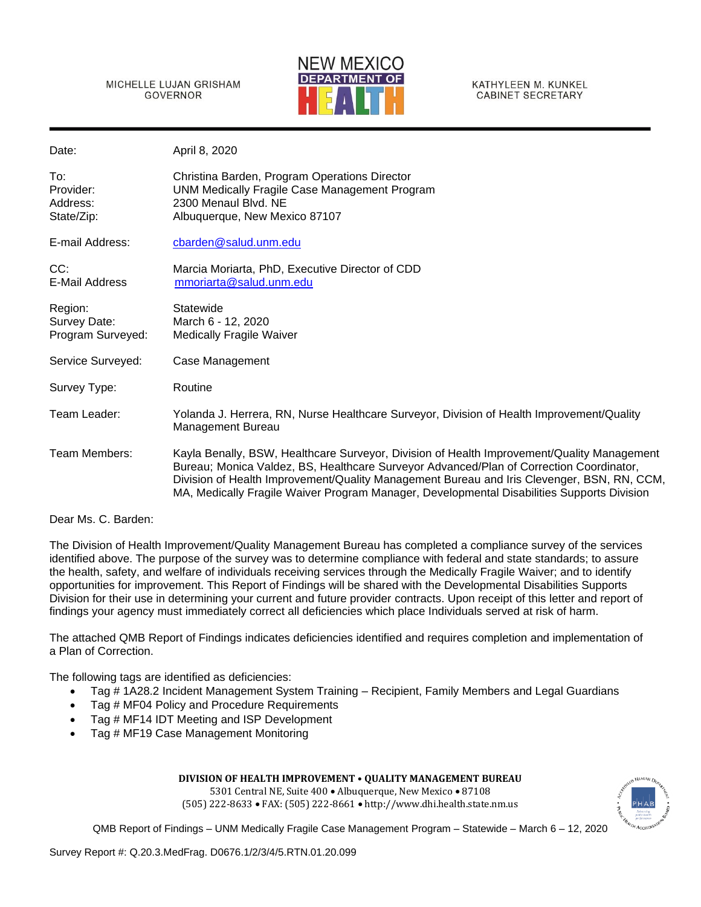MICHELLE LUJAN GRISHAM
GOVERNOR

NEW MEXICO DEPARTMENT OF HEALTH

KATHYLEEN M. KUNKEL
CABINET SECRETARY

| | |
|---|---|
| Date: | April 8, 2020 |
| To: | Christina Barden, Program Operations Director |
| Provider: | UNM Medically Fragile Case Management Program |
| Address: | 2300 Menaul Blvd. NE |
| State/Zip: | Albuquerque, New Mexico 87107 |
| E-mail Address: | cbarden@salud.unm.edu |
| CC: | Marcia Moriarta, PhD, Executive Director of CDD |
| E-Mail Address | mmoriarta@salud.unm.edu |
| Region: | Statewide |
| Survey Date: | March 6 - 12, 2020 |
| Program Surveyed: | Medically Fragile Waiver |
| Service Surveyed: | Case Management |
| Survey Type: | Routine |
| Team Leader: | Yolanda J. Herrera, RN, Nurse Healthcare Surveyor, Division of Health Improvement/Quality Management Bureau |
| Team Members: | Kayla Benally, BSW, Healthcare Surveyor, Division of Health Improvement/Quality Management Bureau; Monica Valdez, BS, Healthcare Surveyor Advanced/Plan of Correction Coordinator, Division of Health Improvement/Quality Management Bureau and Iris Clevenger, BSN, RN, CCM, MA, Medically Fragile Waiver Program Manager, Developmental Disabilities Supports Division |

Dear Ms. C. Barden:

The Division of Health Improvement/Quality Management Bureau has completed a compliance survey of the services identified above. The purpose of the survey was to determine compliance with federal and state standards; to assure the health, safety, and welfare of individuals receiving services through the Medically Fragile Waiver; and to identify opportunities for improvement. This Report of Findings will be shared with the Developmental Disabilities Supports Division for their use in determining your current and future provider contracts. Upon receipt of this letter and report of findings your agency must immediately correct all deficiencies which place Individuals served at risk of harm.

The attached QMB Report of Findings indicates deficiencies identified and requires completion and implementation of a Plan of Correction.

The following tags are identified as deficiencies:

- Tag # 1A28.2 Incident Management System Training – Recipient, Family Members and Legal Guardians
- Tag # MF04 Policy and Procedure Requirements
- Tag # MF14 IDT Meeting and ISP Development
- Tag # MF19 Case Management Monitoring

**DIVISION OF HEALTH IMPROVEMENT • QUALITY MANAGEMENT BUREAU**
5301 Central NE, Suite 400 • Albuquerque, New Mexico • 87108
(505) 222-8633 • FAX: (505) 222-8661 • http://www.dhi.health.state.nm.us

QMB Report of Findings – UNM Medically Fragile Case Management Program – Statewide – March 6 – 12, 2020

Survey Report #: Q.20.3.MedFrag. D0676.1/2/3/4/5.RTN.01.20.099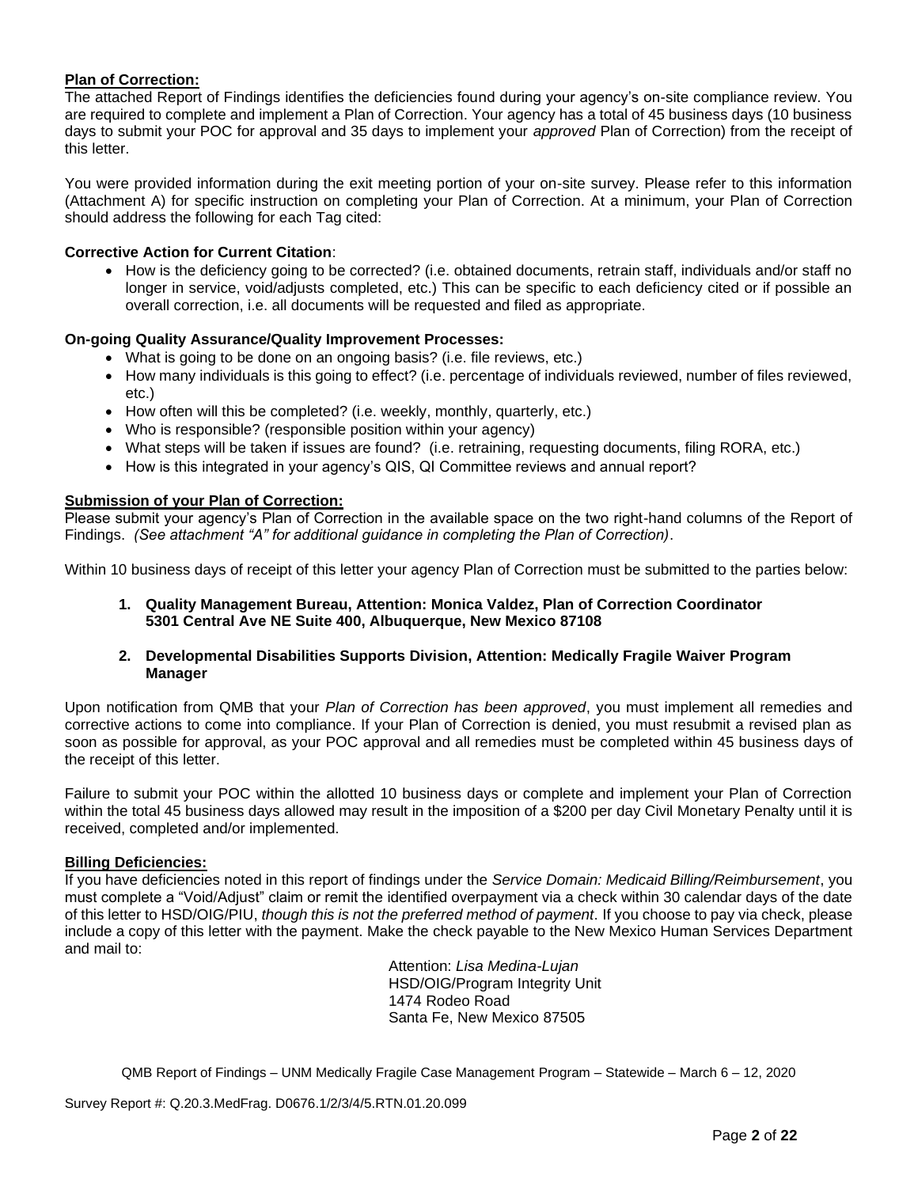**Plan of Correction:**

The attached Report of Findings identifies the deficiencies found during your agency's on-site compliance review. You are required to complete and implement a Plan of Correction. Your agency has a total of 45 business days (10 business days to submit your POC for approval and 35 days to implement your *approved* Plan of Correction) from the receipt of this letter.

You were provided information during the exit meeting portion of your on-site survey. Please refer to this information (Attachment A) for specific instruction on completing your Plan of Correction. At a minimum, your Plan of Correction should address the following for each Tag cited:

**Corrective Action for Current Citation**:

- How is the deficiency going to be corrected? (i.e. obtained documents, retrain staff, individuals and/or staff no longer in service, void/adjusts completed, etc.) This can be specific to each deficiency cited or if possible an overall correction, i.e. all documents will be requested and filed as appropriate.

**On-going Quality Assurance/Quality Improvement Processes:**

- What is going to be done on an ongoing basis? (i.e. file reviews, etc.)
- How many individuals is this going to effect? (i.e. percentage of individuals reviewed, number of files reviewed, etc.)
- How often will this be completed? (i.e. weekly, monthly, quarterly, etc.)
- Who is responsible? (responsible position within your agency)
- What steps will be taken if issues are found? (i.e. retraining, requesting documents, filing RORA, etc.)
- How is this integrated in your agency's QIS, QI Committee reviews and annual report?

**Submission of your Plan of Correction:**

Please submit your agency's Plan of Correction in the available space on the two right-hand columns of the Report of Findings. *(See attachment "A" for additional guidance in completing the Plan of Correction)*.

Within 10 business days of receipt of this letter your agency Plan of Correction must be submitted to the parties below:

1. **Quality Management Bureau, Attention: Monica Valdez, Plan of Correction Coordinator 5301 Central Ave NE Suite 400, Albuquerque, New Mexico 87108**

2. **Developmental Disabilities Supports Division, Attention: Medically Fragile Waiver Program Manager**

Upon notification from QMB that your *Plan of Correction has been approved*, you must implement all remedies and corrective actions to come into compliance. If your Plan of Correction is denied, you must resubmit a revised plan as soon as possible for approval, as your POC approval and all remedies must be completed within 45 business days of the receipt of this letter.

Failure to submit your POC within the allotted 10 business days or complete and implement your Plan of Correction within the total 45 business days allowed may result in the imposition of a \$200 per day Civil Monetary Penalty until it is received, completed and/or implemented.

**Billing Deficiencies:**

If you have deficiencies noted in this report of findings under the *Service Domain: Medicaid Billing/Reimbursement*, you must complete a "Void/Adjust" claim or remit the identified overpayment via a check within 30 calendar days of the date of this letter to HSD/OIG/PIU, *though this is not the preferred method of payment*. If you choose to pay via check, please include a copy of this letter with the payment. Make the check payable to the New Mexico Human Services Department and mail to:

Attention: *Lisa Medina-Lujan*
HSD/OIG/Program Integrity Unit
1474 Rodeo Road
Santa Fe, New Mexico 87505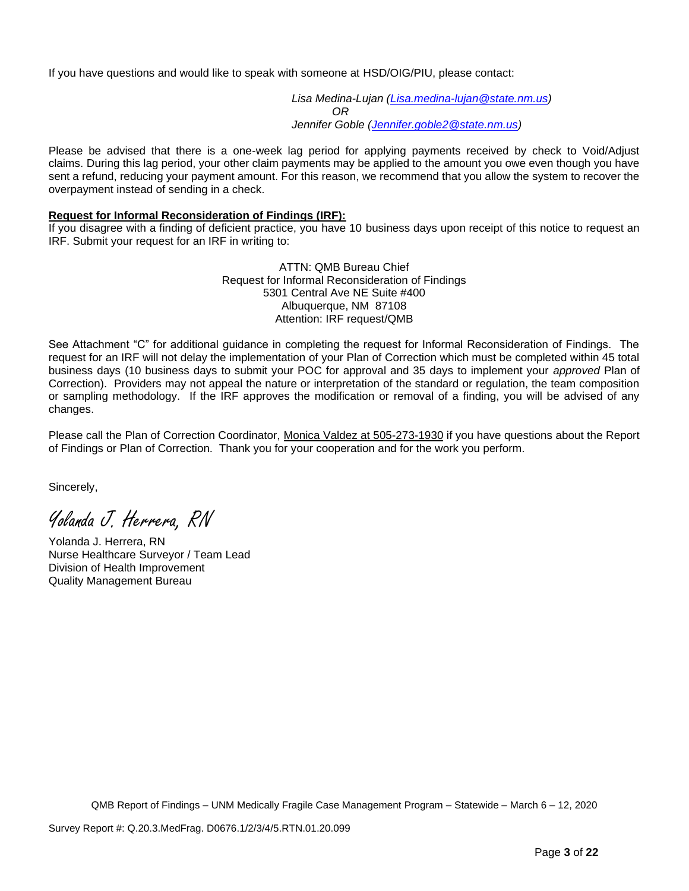If you have questions and would like to speak with someone at HSD/OIG/PIU, please contact:

*Lisa Medina-Lujan (Lisa.medina-lujan@state.nm.us)*
*OR*
*Jennifer Goble (Jennifer.goble2@state.nm.us)*

Please be advised that there is a one-week lag period for applying payments received by check to Void/Adjust claims. During this lag period, your other claim payments may be applied to the amount you owe even though you have sent a refund, reducing your payment amount. For this reason, we recommend that you allow the system to recover the overpayment instead of sending in a check.

**Request for Informal Reconsideration of Findings (IRF):**

If you disagree with a finding of deficient practice, you have 10 business days upon receipt of this notice to request an IRF. Submit your request for an IRF in writing to:

ATTN: QMB Bureau Chief
Request for Informal Reconsideration of Findings
5301 Central Ave NE Suite #400
Albuquerque, NM 87108
Attention: IRF request/QMB

See Attachment "C" for additional guidance in completing the request for Informal Reconsideration of Findings. The request for an IRF will not delay the implementation of your Plan of Correction which must be completed within 45 total business days (10 business days to submit your POC for approval and 35 days to implement your *approved* Plan of Correction). Providers may not appeal the nature or interpretation of the standard or regulation, the team composition or sampling methodology. If the IRF approves the modification or removal of a finding, you will be advised of any changes.

Please call the Plan of Correction Coordinator, Monica Valdez at 505-273-1930 if you have questions about the Report of Findings or Plan of Correction. Thank you for your cooperation and for the work you perform.

Sincerely,

*Yolanda J. Herrera, RN*

Yolanda J. Herrera, RN
Nurse Healthcare Surveyor / Team Lead
Division of Health Improvement
Quality Management Bureau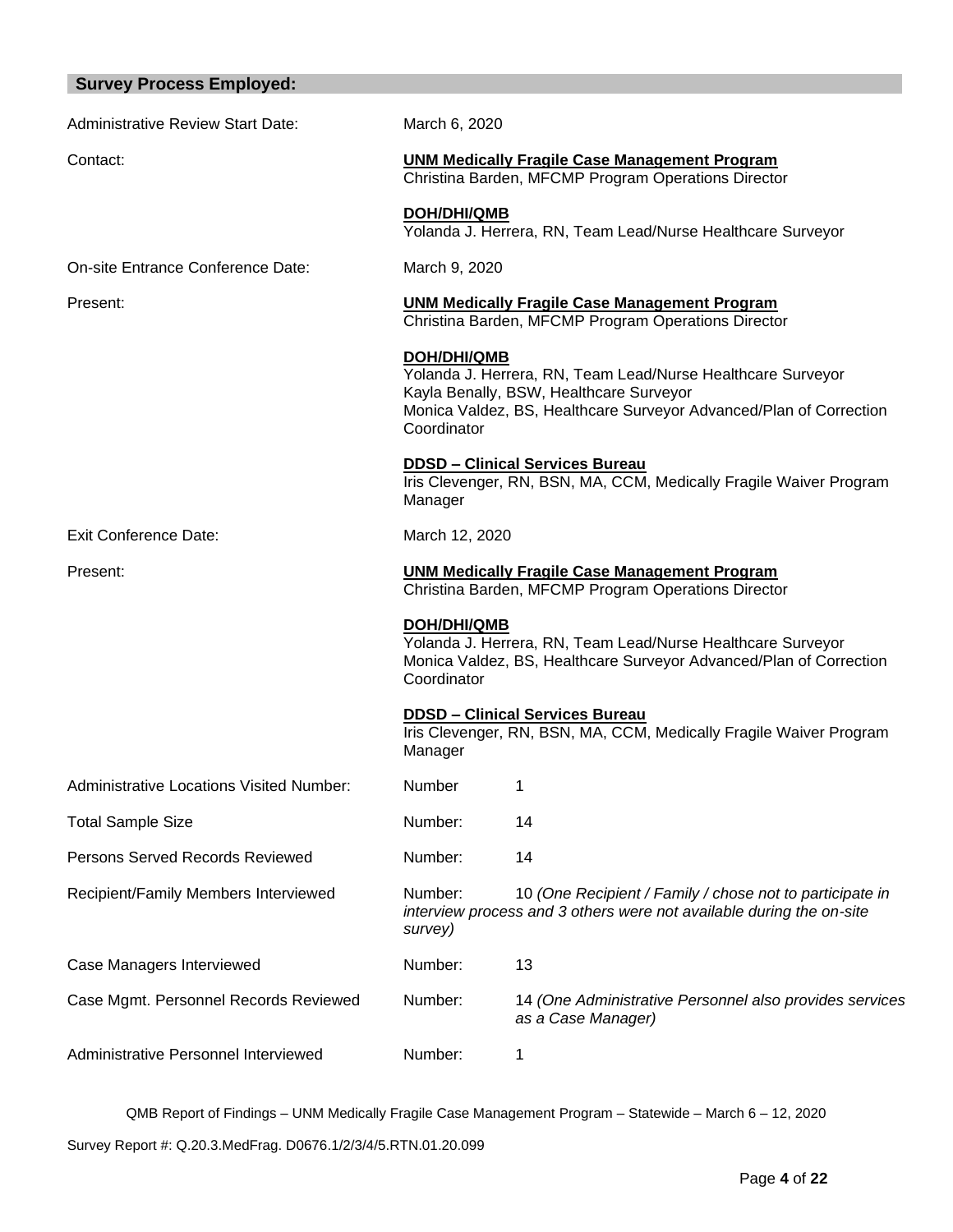## Survey Process Employed:

Administrative Review Start Date: March 6, 2020

Contact:

**UNM Medically Fragile Case Management Program**
Christina Barden, MFCMP Program Operations Director

**DOH/DHI/QMB**
Yolanda J. Herrera, RN, Team Lead/Nurse Healthcare Surveyor

On-site Entrance Conference Date: March 9, 2020

Present:

**UNM Medically Fragile Case Management Program**
Christina Barden, MFCMP Program Operations Director

**DOH/DHI/QMB**
Yolanda J. Herrera, RN, Team Lead/Nurse Healthcare Surveyor
Kayla Benally, BSW, Healthcare Surveyor
Monica Valdez, BS, Healthcare Surveyor Advanced/Plan of Correction Coordinator

**DDSD – Clinical Services Bureau**
Iris Clevenger, RN, BSN, MA, CCM, Medically Fragile Waiver Program Manager

Exit Conference Date: March 12, 2020

Present:

**UNM Medically Fragile Case Management Program**
Christina Barden, MFCMP Program Operations Director

**DOH/DHI/QMB**
Yolanda J. Herrera, RN, Team Lead/Nurse Healthcare Surveyor
Monica Valdez, BS, Healthcare Surveyor Advanced/Plan of Correction Coordinator

**DDSD – Clinical Services Bureau**
Iris Clevenger, RN, BSN, MA, CCM, Medically Fragile Waiver Program Manager

Administrative Locations Visited Number: Number 1

Total Sample Size Number: 14

Persons Served Records Reviewed Number: 14

Recipient/Family Members Interviewed Number: 10 *(One Recipient / Family / chose not to participate in interview process and 3 others were not available during the on-site survey)*

Case Managers Interviewed Number: 13

Case Mgmt. Personnel Records Reviewed Number: 14 *(One Administrative Personnel also provides services as a Case Manager)*

Administrative Personnel Interviewed Number: 1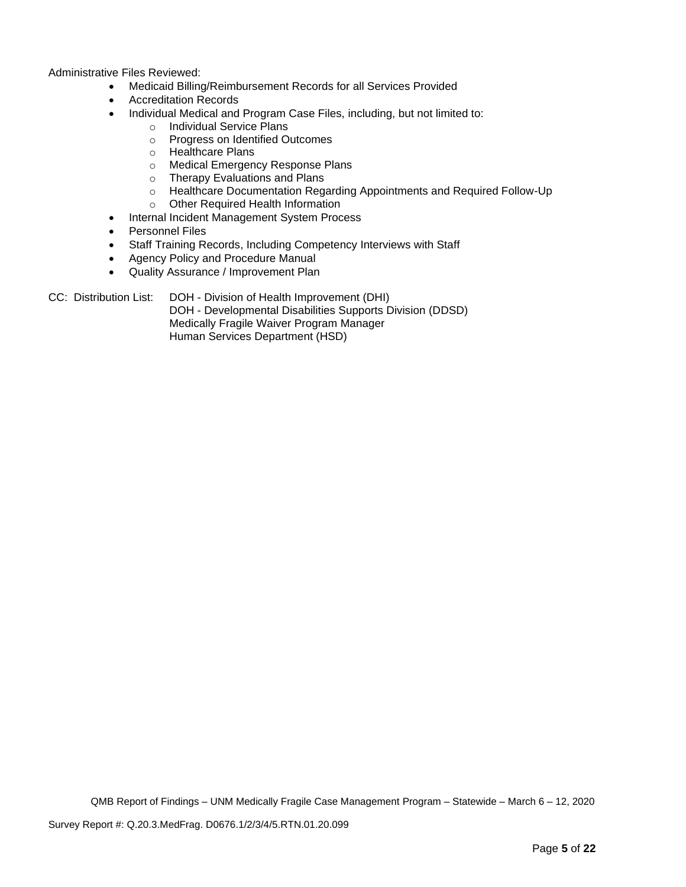Administrative Files Reviewed:

- Medicaid Billing/Reimbursement Records for all Services Provided
- Accreditation Records
- Individual Medical and Program Case Files, including, but not limited to:
    - Individual Service Plans
    - Progress on Identified Outcomes
    - Healthcare Plans
    - Medical Emergency Response Plans
    - Therapy Evaluations and Plans
    - Healthcare Documentation Regarding Appointments and Required Follow-Up
    - Other Required Health Information
- Internal Incident Management System Process
- Personnel Files
- Staff Training Records, Including Competency Interviews with Staff
- Agency Policy and Procedure Manual
- Quality Assurance / Improvement Plan

CC: Distribution List:
DOH - Division of Health Improvement (DHI)
DOH - Developmental Disabilities Supports Division (DDSD)
Medically Fragile Waiver Program Manager
Human Services Department (HSD)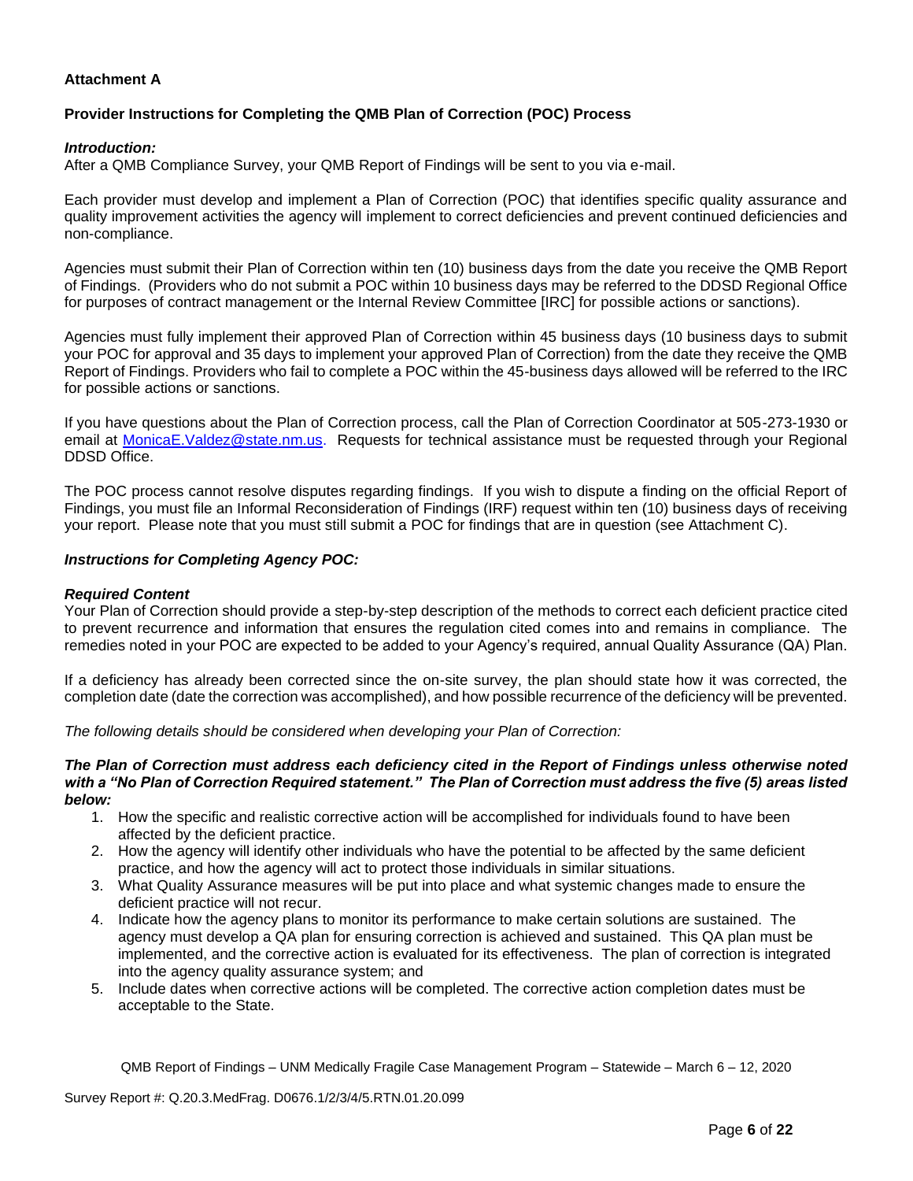**Attachment A**

**Provider Instructions for Completing the QMB Plan of Correction (POC) Process**

***Introduction:***

After a QMB Compliance Survey, your QMB Report of Findings will be sent to you via e-mail.

Each provider must develop and implement a Plan of Correction (POC) that identifies specific quality assurance and quality improvement activities the agency will implement to correct deficiencies and prevent continued deficiencies and non-compliance.

Agencies must submit their Plan of Correction within ten (10) business days from the date you receive the QMB Report of Findings. (Providers who do not submit a POC within 10 business days may be referred to the DDSD Regional Office for purposes of contract management or the Internal Review Committee [IRC] for possible actions or sanctions).

Agencies must fully implement their approved Plan of Correction within 45 business days (10 business days to submit your POC for approval and 35 days to implement your approved Plan of Correction) from the date they receive the QMB Report of Findings. Providers who fail to complete a POC within the 45-business days allowed will be referred to the IRC for possible actions or sanctions.

If you have questions about the Plan of Correction process, call the Plan of Correction Coordinator at 505-273-1930 or email at MonicaE.Valdez@state.nm.us. Requests for technical assistance must be requested through your Regional DDSD Office.

The POC process cannot resolve disputes regarding findings. If you wish to dispute a finding on the official Report of Findings, you must file an Informal Reconsideration of Findings (IRF) request within ten (10) business days of receiving your report. Please note that you must still submit a POC for findings that are in question (see Attachment C).

***Instructions for Completing Agency POC:***

***Required Content***

Your Plan of Correction should provide a step-by-step description of the methods to correct each deficient practice cited to prevent recurrence and information that ensures the regulation cited comes into and remains in compliance. The remedies noted in your POC are expected to be added to your Agency's required, annual Quality Assurance (QA) Plan.

If a deficiency has already been corrected since the on-site survey, the plan should state how it was corrected, the completion date (date the correction was accomplished), and how possible recurrence of the deficiency will be prevented.

*The following details should be considered when developing your Plan of Correction:*

***The Plan of Correction must address each deficiency cited in the Report of Findings unless otherwise noted with a "No Plan of Correction Required statement." The Plan of Correction must address the five (5) areas listed below:***

1. How the specific and realistic corrective action will be accomplished for individuals found to have been affected by the deficient practice.
2. How the agency will identify other individuals who have the potential to be affected by the same deficient practice, and how the agency will act to protect those individuals in similar situations.
3. What Quality Assurance measures will be put into place and what systemic changes made to ensure the deficient practice will not recur.
4. Indicate how the agency plans to monitor its performance to make certain solutions are sustained. The agency must develop a QA plan for ensuring correction is achieved and sustained. This QA plan must be implemented, and the corrective action is evaluated for its effectiveness. The plan of correction is integrated into the agency quality assurance system; and
5. Include dates when corrective actions will be completed. The corrective action completion dates must be acceptable to the State.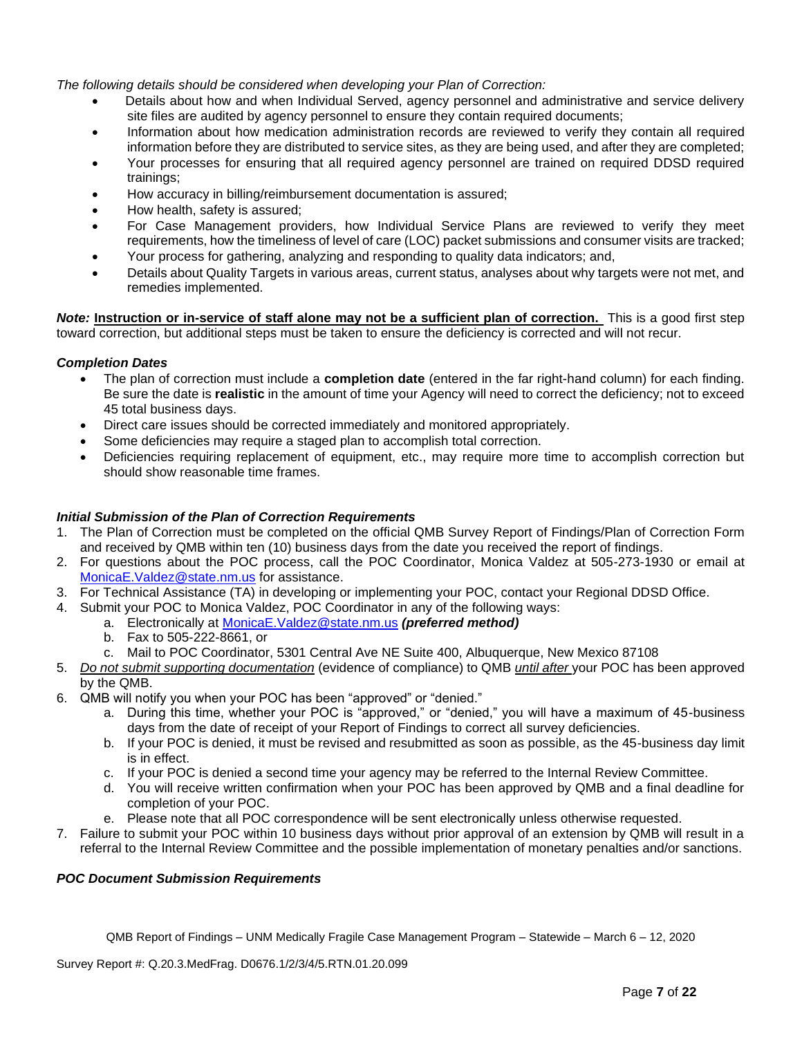*The following details should be considered when developing your Plan of Correction:*

- Details about how and when Individual Served, agency personnel and administrative and service delivery site files are audited by agency personnel to ensure they contain required documents;
- Information about how medication administration records are reviewed to verify they contain all required information before they are distributed to service sites, as they are being used, and after they are completed;
- Your processes for ensuring that all required agency personnel are trained on required DDSD required trainings;
- How accuracy in billing/reimbursement documentation is assured;
- How health, safety is assured;
- For Case Management providers, how Individual Service Plans are reviewed to verify they meet requirements, how the timeliness of level of care (LOC) packet submissions and consumer visits are tracked;
- Your process for gathering, analyzing and responding to quality data indicators; and,
- Details about Quality Targets in various areas, current status, analyses about why targets were not met, and remedies implemented.

***Note:*** **Instruction or in-service of staff alone may not be a sufficient plan of correction.** This is a good first step toward correction, but additional steps must be taken to ensure the deficiency is corrected and will not recur.

***Completion Dates***

- The plan of correction must include a **completion date** (entered in the far right-hand column) for each finding. Be sure the date is **realistic** in the amount of time your Agency will need to correct the deficiency; not to exceed 45 total business days.
- Direct care issues should be corrected immediately and monitored appropriately.
- Some deficiencies may require a staged plan to accomplish total correction.
- Deficiencies requiring replacement of equipment, etc., may require more time to accomplish correction but should show reasonable time frames.

***Initial Submission of the Plan of Correction Requirements***

1. The Plan of Correction must be completed on the official QMB Survey Report of Findings/Plan of Correction Form and received by QMB within ten (10) business days from the date you received the report of findings.
2. For questions about the POC process, call the POC Coordinator, Monica Valdez at 505-273-1930 or email at MonicaE.Valdez@state.nm.us for assistance.
3. For Technical Assistance (TA) in developing or implementing your POC, contact your Regional DDSD Office.
4. Submit your POC to Monica Valdez, POC Coordinator in any of the following ways:
   a. Electronically at MonicaE.Valdez@state.nm.us ***(preferred method)***
   b. Fax to 505-222-8661, or
   c. Mail to POC Coordinator, 5301 Central Ave NE Suite 400, Albuquerque, New Mexico 87108
5. *Do not submit supporting documentation* (evidence of compliance) to QMB *until after* your POC has been approved by the QMB.
6. QMB will notify you when your POC has been "approved" or "denied."
   a. During this time, whether your POC is "approved," or "denied," you will have a maximum of 45-business days from the date of receipt of your Report of Findings to correct all survey deficiencies.
   b. If your POC is denied, it must be revised and resubmitted as soon as possible, as the 45-business day limit is in effect.
   c. If your POC is denied a second time your agency may be referred to the Internal Review Committee.
   d. You will receive written confirmation when your POC has been approved by QMB and a final deadline for completion of your POC.
   e. Please note that all POC correspondence will be sent electronically unless otherwise requested.
7. Failure to submit your POC within 10 business days without prior approval of an extension by QMB will result in a referral to the Internal Review Committee and the possible implementation of monetary penalties and/or sanctions.

***POC Document Submission Requirements***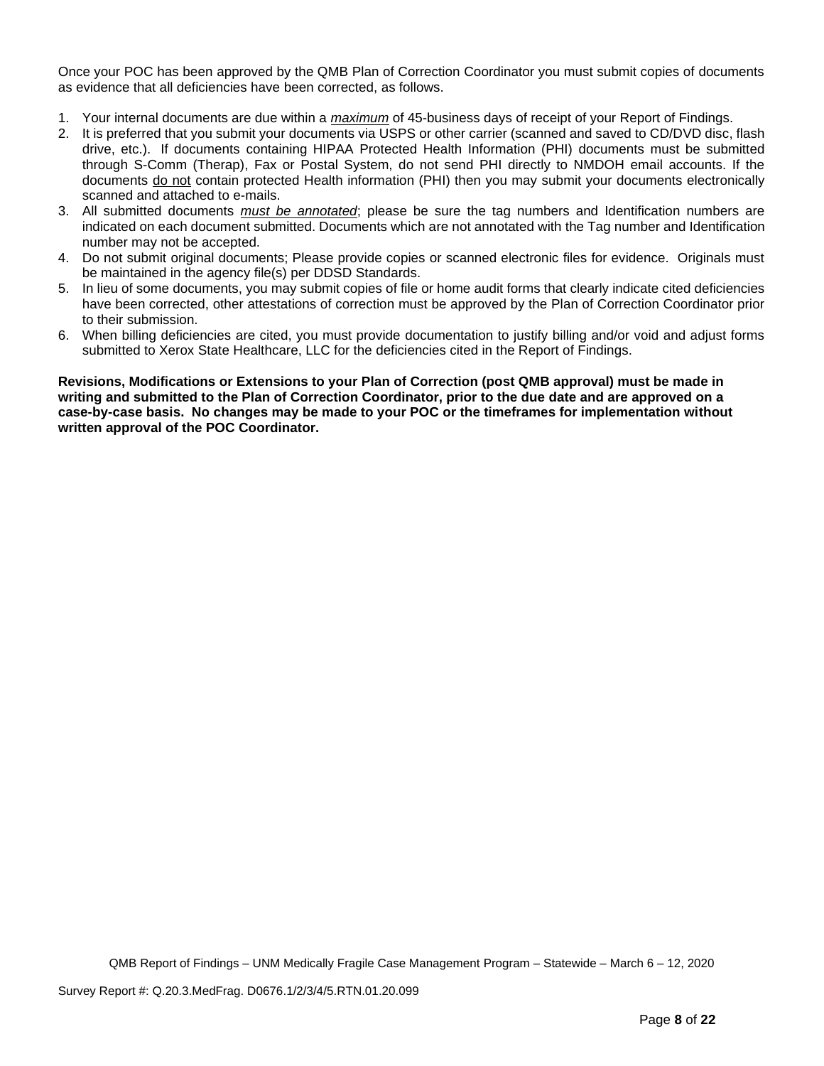Once your POC has been approved by the QMB Plan of Correction Coordinator you must submit copies of documents as evidence that all deficiencies have been corrected, as follows.

1. Your internal documents are due within a ***maximum*** of 45-business days of receipt of your Report of Findings.
2. It is preferred that you submit your documents via USPS or other carrier (scanned and saved to CD/DVD disc, flash drive, etc.). If documents containing HIPAA Protected Health Information (PHI) documents must be submitted through S-Comm (Therap), Fax or Postal System, do not send PHI directly to NMDOH email accounts. If the documents do not contain protected Health information (PHI) then you may submit your documents electronically scanned and attached to e-mails.
3. All submitted documents ***must be annotated***; please be sure the tag numbers and Identification numbers are indicated on each document submitted. Documents which are not annotated with the Tag number and Identification number may not be accepted.
4. Do not submit original documents; Please provide copies or scanned electronic files for evidence. Originals must be maintained in the agency file(s) per DDSD Standards.
5. In lieu of some documents, you may submit copies of file or home audit forms that clearly indicate cited deficiencies have been corrected, other attestations of correction must be approved by the Plan of Correction Coordinator prior to their submission.
6. When billing deficiencies are cited, you must provide documentation to justify billing and/or void and adjust forms submitted to Xerox State Healthcare, LLC for the deficiencies cited in the Report of Findings.

**Revisions, Modifications or Extensions to your Plan of Correction (post QMB approval) must be made in writing and submitted to the Plan of Correction Coordinator, prior to the due date and are approved on a case-by-case basis. No changes may be made to your POC or the timeframes for implementation without written approval of the POC Coordinator.**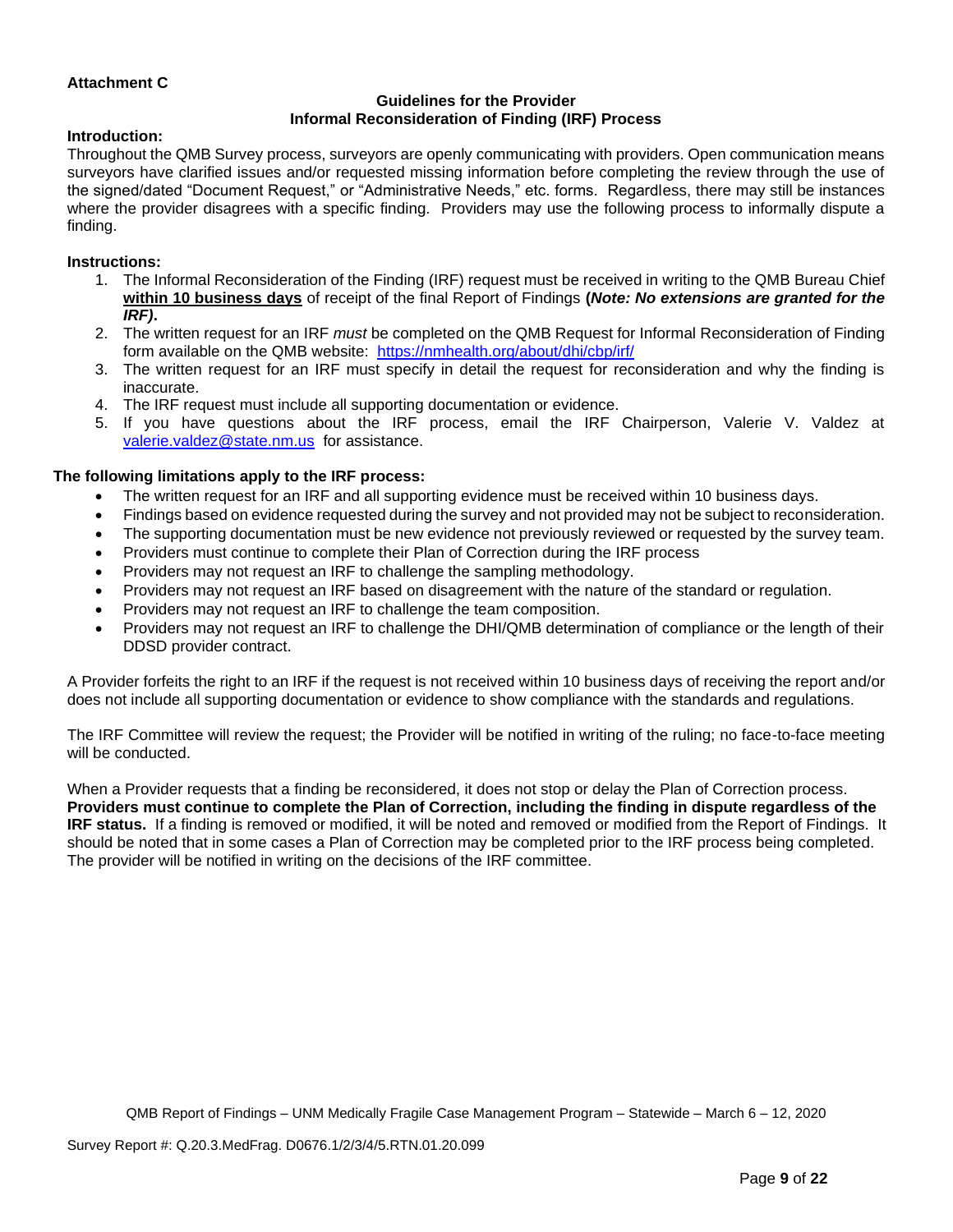**Attachment C**

**Guidelines for the Provider**
**Informal Reconsideration of Finding (IRF) Process**

**Introduction:**
Throughout the QMB Survey process, surveyors are openly communicating with providers. Open communication means surveyors have clarified issues and/or requested missing information before completing the review through the use of the signed/dated "Document Request," or "Administrative Needs," etc. forms. Regardless, there may still be instances where the provider disagrees with a specific finding. Providers may use the following process to informally dispute a finding.

**Instructions:**

1. The Informal Reconsideration of the Finding (IRF) request must be received in writing to the QMB Bureau Chief **within 10 business days** of receipt of the final Report of Findings **(*Note: No extensions are granted for the IRF)*.**
2. The written request for an IRF *must* be completed on the QMB Request for Informal Reconsideration of Finding form available on the QMB website: https://nmhealth.org/about/dhi/cbp/irf/
3. The written request for an IRF must specify in detail the request for reconsideration and why the finding is inaccurate.
4. The IRF request must include all supporting documentation or evidence.
5. If you have questions about the IRF process, email the IRF Chairperson, Valerie V. Valdez at valerie.valdez@state.nm.us for assistance.

**The following limitations apply to the IRF process:**

- The written request for an IRF and all supporting evidence must be received within 10 business days.
- Findings based on evidence requested during the survey and not provided may not be subject to reconsideration.
- The supporting documentation must be new evidence not previously reviewed or requested by the survey team.
- Providers must continue to complete their Plan of Correction during the IRF process
- Providers may not request an IRF to challenge the sampling methodology.
- Providers may not request an IRF based on disagreement with the nature of the standard or regulation.
- Providers may not request an IRF to challenge the team composition.
- Providers may not request an IRF to challenge the DHI/QMB determination of compliance or the length of their DDSD provider contract.

A Provider forfeits the right to an IRF if the request is not received within 10 business days of receiving the report and/or does not include all supporting documentation or evidence to show compliance with the standards and regulations.

The IRF Committee will review the request; the Provider will be notified in writing of the ruling; no face-to-face meeting will be conducted.

When a Provider requests that a finding be reconsidered, it does not stop or delay the Plan of Correction process. **Providers must continue to complete the Plan of Correction, including the finding in dispute regardless of the IRF status.** If a finding is removed or modified, it will be noted and removed or modified from the Report of Findings. It should be noted that in some cases a Plan of Correction may be completed prior to the IRF process being completed. The provider will be notified in writing on the decisions of the IRF committee.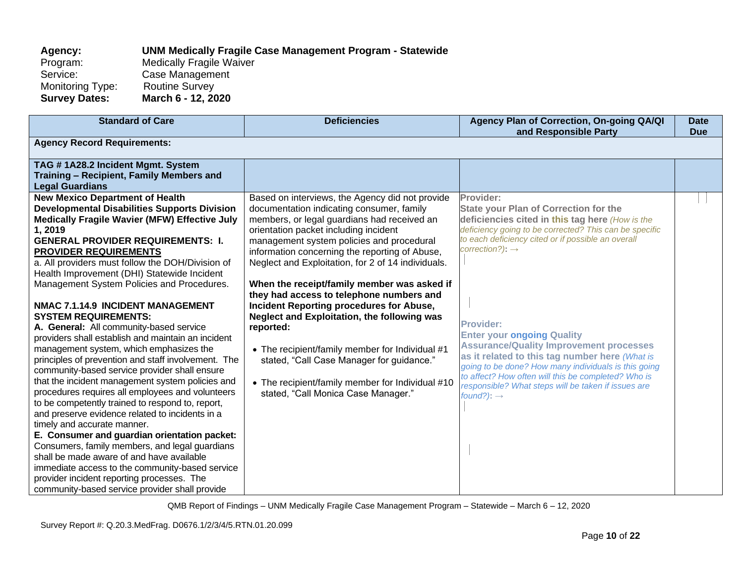**Agency:** **UNM Medically Fragile Case Management Program - Statewide**
Program: Medically Fragile Waiver
Service: Case Management
Monitoring Type: Routine Survey
**Survey Dates:** **March 6 - 12, 2020**

| Standard of Care | Deficiencies | Agency Plan of Correction, On-going QA/QI and Responsible Party | Date Due |
|---|---|---|---|
| **Agency Record Requirements:** | | | |
| **TAG # 1A28.2 Incident Mgmt. System Training – Recipient, Family Members and Legal Guardians** | | | |
| **New Mexico Department of Health Developmental Disabilities Supports Division Medically Fragile Wavier (MFW) Effective July 1, 2019**<br>**GENERAL PROVIDER REQUIREMENTS: I. PROVIDER REQUIREMENTS**<br>a. All providers must follow the DOH/Division of Health Improvement (DHI) Statewide Incident Management System Policies and Procedures.<br><br>**NMAC 7.1.14.9 INCIDENT MANAGEMENT SYSTEM REQUIREMENTS:**<br>**A. General:** All community-based service providers shall establish and maintain an incident management system, which emphasizes the principles of prevention and staff involvement. The community-based service provider shall ensure that the incident management system policies and procedures requires all employees and volunteers to be competently trained to respond to, report, and preserve evidence related to incidents in a timely and accurate manner.<br>**E. Consumer and guardian orientation packet:** Consumers, family members, and legal guardians shall be made aware of and have available immediate access to the community-based service provider incident reporting processes. The community-based service provider shall provide | Based on interviews, the Agency did not provide documentation indicating consumer, family members, or legal guardians had received an orientation packet including incident management system policies and procedural information concerning the reporting of Abuse, Neglect and Exploitation, for 2 of 14 individuals.<br><br>**When the receipt/family member was asked if they had access to telephone numbers and Incident Reporting procedures for Abuse, Neglect and Exploitation, the following was reported:**<br><br>• The recipient/family member for Individual #1 stated, "Call Case Manager for guidance."<br><br>• The recipient/family member for Individual #10 stated, "Call Monica Case Manager." | **Provider:**<br>**State your Plan of Correction for the deficiencies cited in this tag here** *(How is the deficiency going to be corrected? This can be specific to each deficiency cited or if possible an overall correction?):* →<br><br><br>**Provider:**<br>**Enter your ongoing Quality Assurance/Quality Improvement processes as it related to this tag number here** *(What is going to be done? How many individuals is this going to affect? How often will this be completed? Who is responsible? What steps will be taken if issues are found?):* → | |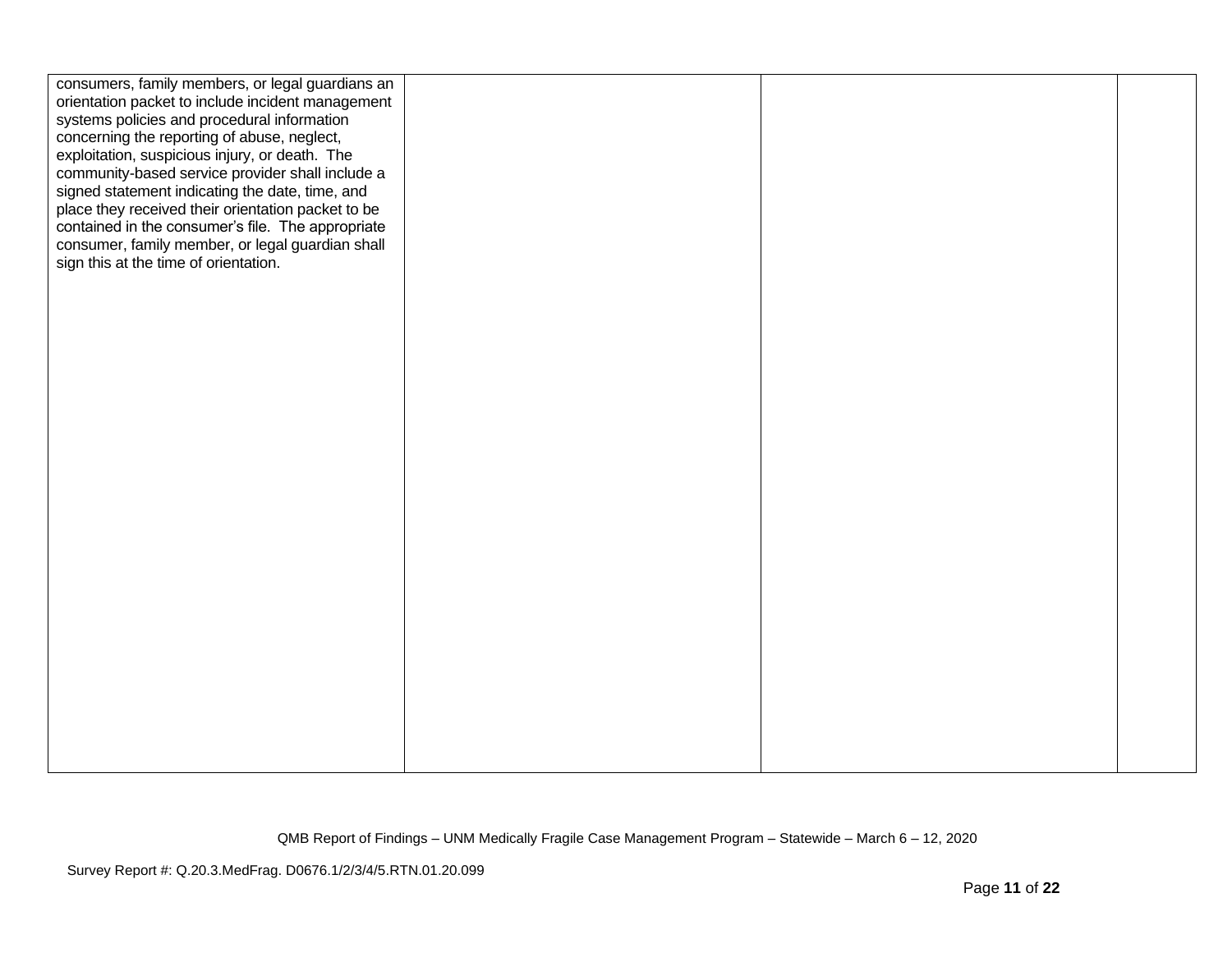| | | | |
|---|---|---|---|
| consumers, family members, or legal guardians an orientation packet to include incident management systems policies and procedural information concerning the reporting of abuse, neglect, exploitation, suspicious injury, or death. The community-based service provider shall include a signed statement indicating the date, time, and place they received their orientation packet to be contained in the consumer's file. The appropriate consumer, family member, or legal guardian shall sign this at the time of orientation. | | | |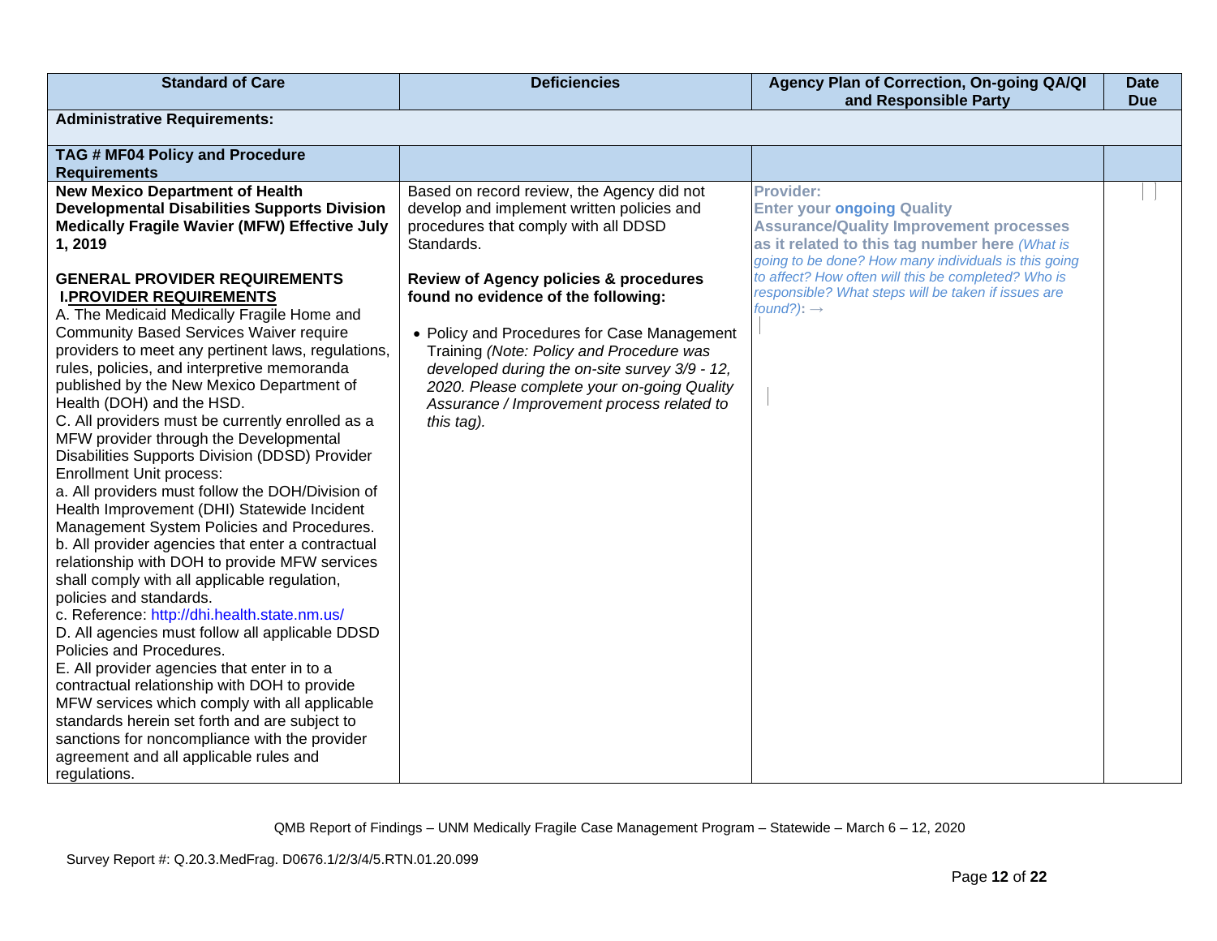| Standard of Care | Deficiencies | Agency Plan of Correction, On-going QA/QI and Responsible Party | Date Due |
|---|---|---|---|
| **Administrative Requirements:** | | | |
| **TAG # MF04 Policy and Procedure Requirements** | | | |
| **New Mexico Department of Health Developmental Disabilities Supports Division Medically Fragile Wavier (MFW) Effective July 1, 2019**<br><br>**GENERAL PROVIDER REQUIREMENTS**<br>**I.PROVIDER REQUIREMENTS**<br>A. The Medicaid Medically Fragile Home and Community Based Services Waiver require providers to meet any pertinent laws, regulations, rules, policies, and interpretive memoranda published by the New Mexico Department of Health (DOH) and the HSD.<br>C. All providers must be currently enrolled as a MFW provider through the Developmental Disabilities Supports Division (DDSD) Provider Enrollment Unit process:<br>a. All providers must follow the DOH/Division of Health Improvement (DHI) Statewide Incident Management System Policies and Procedures.<br>b. All provider agencies that enter a contractual relationship with DOH to provide MFW services shall comply with all applicable regulation, policies and standards.<br>c. Reference: http://dhi.health.state.nm.us/<br>D. All agencies must follow all applicable DDSD Policies and Procedures.<br>E. All provider agencies that enter in to a contractual relationship with DOH to provide MFW services which comply with all applicable standards herein set forth and are subject to sanctions for noncompliance with the provider agreement and all applicable rules and regulations. | Based on record review, the Agency did not develop and implement written policies and procedures that comply with all DDSD Standards.<br><br>**Review of Agency policies & procedures found no evidence of the following:**<br><br>• Policy and Procedures for Case Management Training *(Note: Policy and Procedure was developed during the on-site survey 3/9 - 12, 2020. Please complete your on-going Quality Assurance / Improvement process related to this tag).* | **Provider:**<br>**Enter your ongoing Quality Assurance/Quality Improvement processes as it related to this tag number here** *(What is going to be done? How many individuals is this going to affect? How often will this be completed? Who is responsible? What steps will be taken if issues are found?)*: → | |

QMB Report of Findings – UNM Medically Fragile Case Management Program – Statewide – March 6 – 12, 2020

Survey Report #: Q.20.3.MedFrag. D0676.1/2/3/4/5.RTN.01.20.099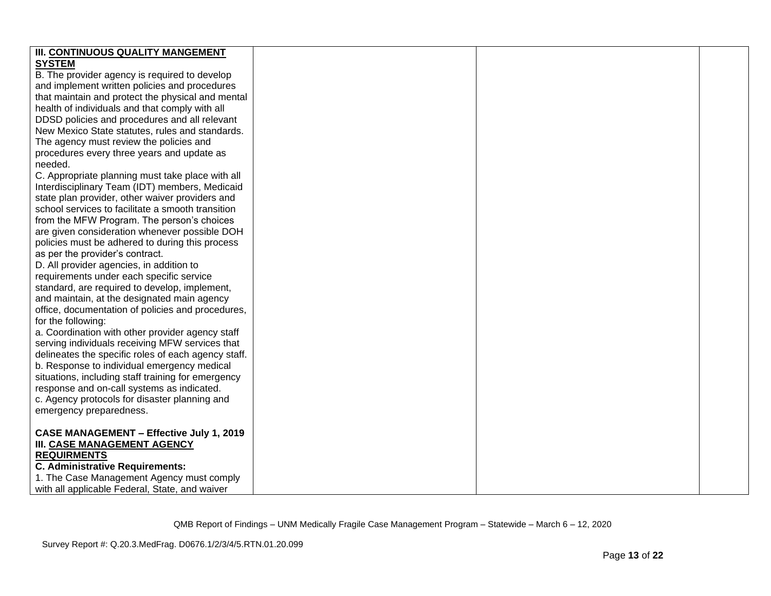| | | | |
|---|---|---|---|
| **III. <u>CONTINUOUS QUALITY MANGEMENT SYSTEM</u>**<br>B. The provider agency is required to develop and implement written policies and procedures that maintain and protect the physical and mental health of individuals and that comply with all DDSD policies and procedures and all relevant New Mexico State statutes, rules and standards. The agency must review the policies and procedures every three years and update as needed.<br>C. Appropriate planning must take place with all Interdisciplinary Team (IDT) members, Medicaid state plan provider, other waiver providers and school services to facilitate a smooth transition from the MFW Program. The person's choices are given consideration whenever possible DOH policies must be adhered to during this process as per the provider's contract.<br>D. All provider agencies, in addition to requirements under each specific service standard, are required to develop, implement, and maintain, at the designated main agency office, documentation of policies and procedures, for the following:<br>a. Coordination with other provider agency staff serving individuals receiving MFW services that delineates the specific roles of each agency staff.<br>b. Response to individual emergency medical situations, including staff training for emergency response and on-call systems as indicated.<br>c. Agency protocols for disaster planning and emergency preparedness.<br><br>**CASE MANAGEMENT – Effective July 1, 2019**<br>**III. <u>CASE MANAGEMENT AGENCY REQUIRMENTS</u>**<br>**C. Administrative Requirements:**<br>1. The Case Management Agency must comply with all applicable Federal, State, and waiver | | | |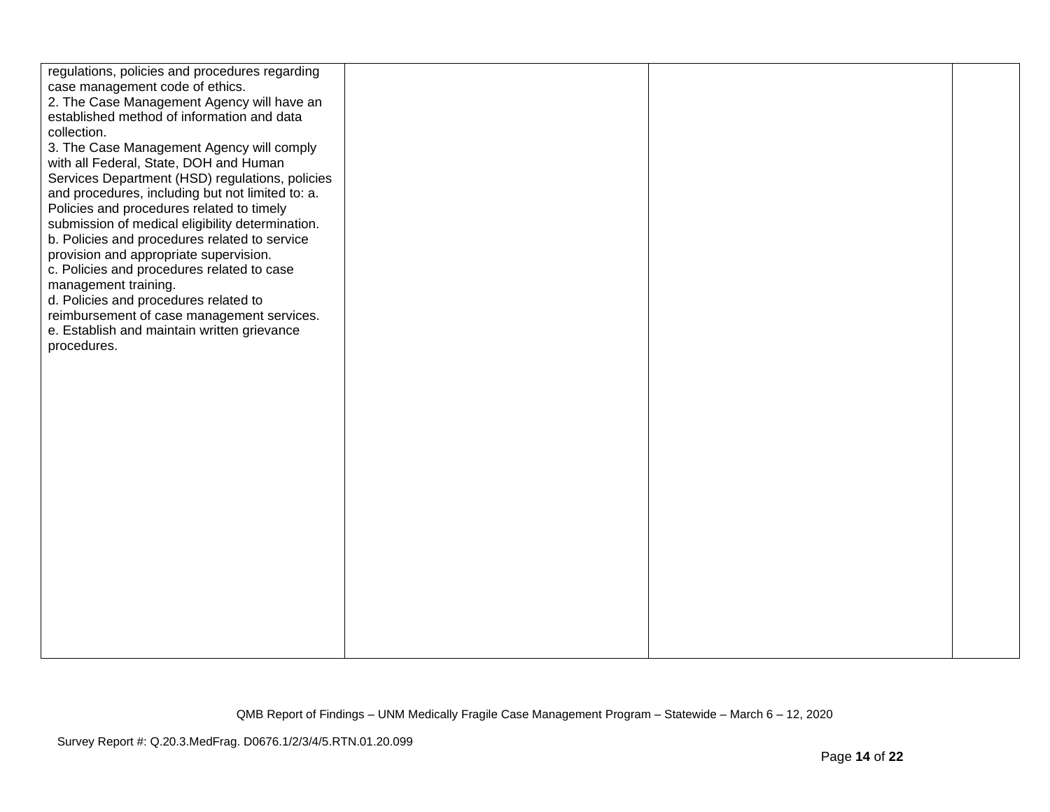| | | | |
|---|---|---|---|
| regulations, policies and procedures regarding case management code of ethics.<br>2. The Case Management Agency will have an established method of information and data collection.<br>3. The Case Management Agency will comply with all Federal, State, DOH and Human Services Department (HSD) regulations, policies and procedures, including but not limited to: a. Policies and procedures related to timely submission of medical eligibility determination.<br>b. Policies and procedures related to service provision and appropriate supervision.<br>c. Policies and procedures related to case management training.<br>d. Policies and procedures related to reimbursement of case management services.<br>e. Establish and maintain written grievance procedures. | | | |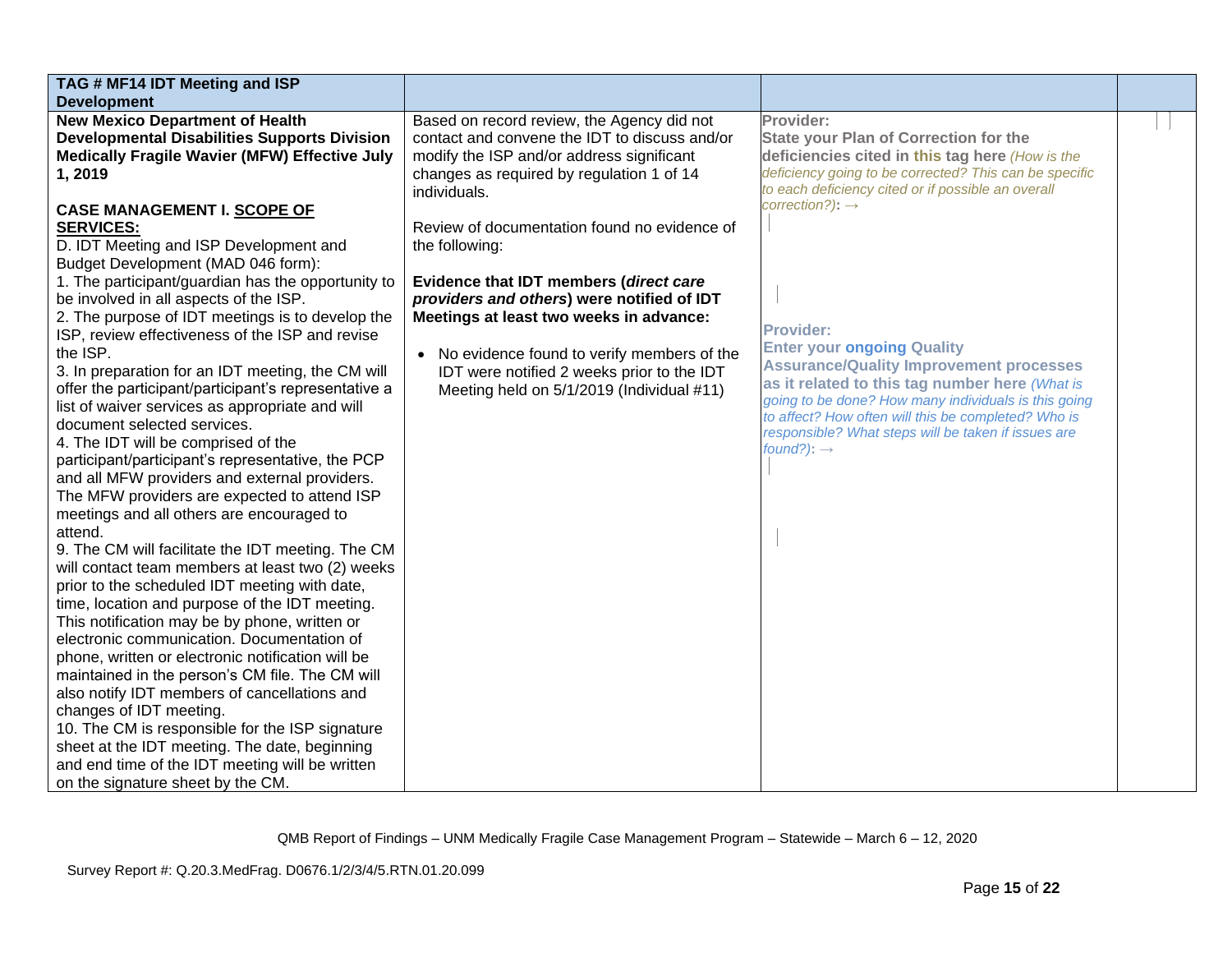| TAG # MF14 IDT Meeting and ISP Development | | | |
|---|---|---|---|
| **New Mexico Department of Health Developmental Disabilities Supports Division Medically Fragile Wavier (MFW) Effective July 1, 2019**<br><br>**CASE MANAGEMENT I. SCOPE OF SERVICES:**<br>D. IDT Meeting and ISP Development and Budget Development (MAD 046 form):<br>1. The participant/guardian has the opportunity to be involved in all aspects of the ISP.<br>2. The purpose of IDT meetings is to develop the ISP, review effectiveness of the ISP and revise the ISP.<br>3. In preparation for an IDT meeting, the CM will offer the participant/participant's representative a list of waiver services as appropriate and will document selected services.<br>4. The IDT will be comprised of the participant/participant's representative, the PCP and all MFW providers and external providers. The MFW providers are expected to attend ISP meetings and all others are encouraged to attend.<br>9. The CM will facilitate the IDT meeting. The CM will contact team members at least two (2) weeks prior to the scheduled IDT meeting with date, time, location and purpose of the IDT meeting. This notification may be by phone, written or electronic communication. Documentation of phone, written or electronic notification will be maintained in the person's CM file. The CM will also notify IDT members of cancellations and changes of IDT meeting.<br>10. The CM is responsible for the ISP signature sheet at the IDT meeting. The date, beginning and end time of the IDT meeting will be written on the signature sheet by the CM. | Based on record review, the Agency did not contact and convene the IDT to discuss and/or modify the ISP and/or address significant changes as required by regulation 1 of 14 individuals.<br><br>Review of documentation found no evidence of the following:<br><br>**Evidence that IDT members (*direct care providers and others*) were notified of IDT Meetings at least two weeks in advance:**<br><br>• No evidence found to verify members of the IDT were notified 2 weeks prior to the IDT Meeting held on 5/1/2019 (Individual #11) | **Provider:**<br>**State your Plan of Correction for the deficiencies cited in this tag here** *(How is the deficiency going to be corrected? This can be specific to each deficiency cited or if possible an overall correction?)*: →<br><br><br><br>**Provider:**<br>**Enter your ongoing Quality Assurance/Quality Improvement processes as it related to this tag number here** *(What is going to be done? How many individuals is this going to affect? How often will this be completed? Who is responsible? What steps will be taken if issues are found?)*: → | |

QMB Report of Findings – UNM Medically Fragile Case Management Program – Statewide – March 6 – 12, 2020

Survey Report #: Q.20.3.MedFrag. D0676.1/2/3/4/5.RTN.01.20.099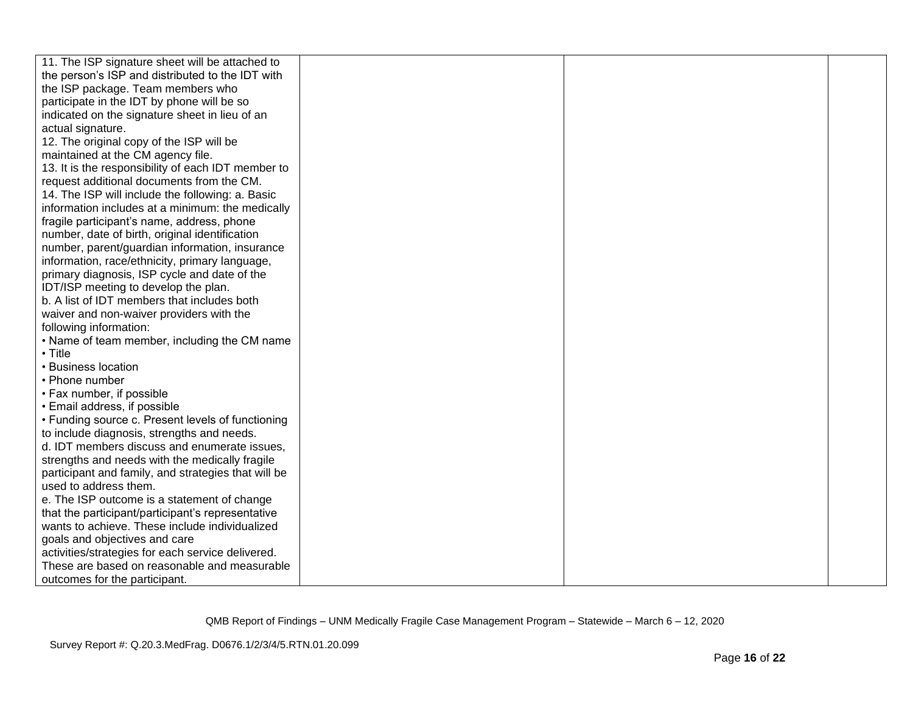| | | | |
|---|---|---|---|
| 11. The ISP signature sheet will be attached to the person's ISP and distributed to the IDT with the ISP package. Team members who participate in the IDT by phone will be so indicated on the signature sheet in lieu of an actual signature.<br>12. The original copy of the ISP will be maintained at the CM agency file.<br>13. It is the responsibility of each IDT member to request additional documents from the CM.<br>14. The ISP will include the following: a. Basic information includes at a minimum: the medically fragile participant's name, address, phone number, date of birth, original identification number, parent/guardian information, insurance information, race/ethnicity, primary language, primary diagnosis, ISP cycle and date of the IDT/ISP meeting to develop the plan.<br>b. A list of IDT members that includes both waiver and non-waiver providers with the following information:<br>• Name of team member, including the CM name<br>• Title<br>• Business location<br>• Phone number<br>• Fax number, if possible<br>• Email address, if possible<br>• Funding source c. Present levels of functioning to include diagnosis, strengths and needs.<br>d. IDT members discuss and enumerate issues, strengths and needs with the medically fragile participant and family, and strategies that will be used to address them.<br>e. The ISP outcome is a statement of change that the participant/participant's representative wants to achieve. These include individualized goals and objectives and care activities/strategies for each service delivered. These are based on reasonable and measurable outcomes for the participant. | | | |

QMB Report of Findings – UNM Medically Fragile Case Management Program – Statewide – March 6 – 12, 2020

Survey Report #: Q.20.3.MedFrag. D0676.1/2/3/4/5.RTN.01.20.099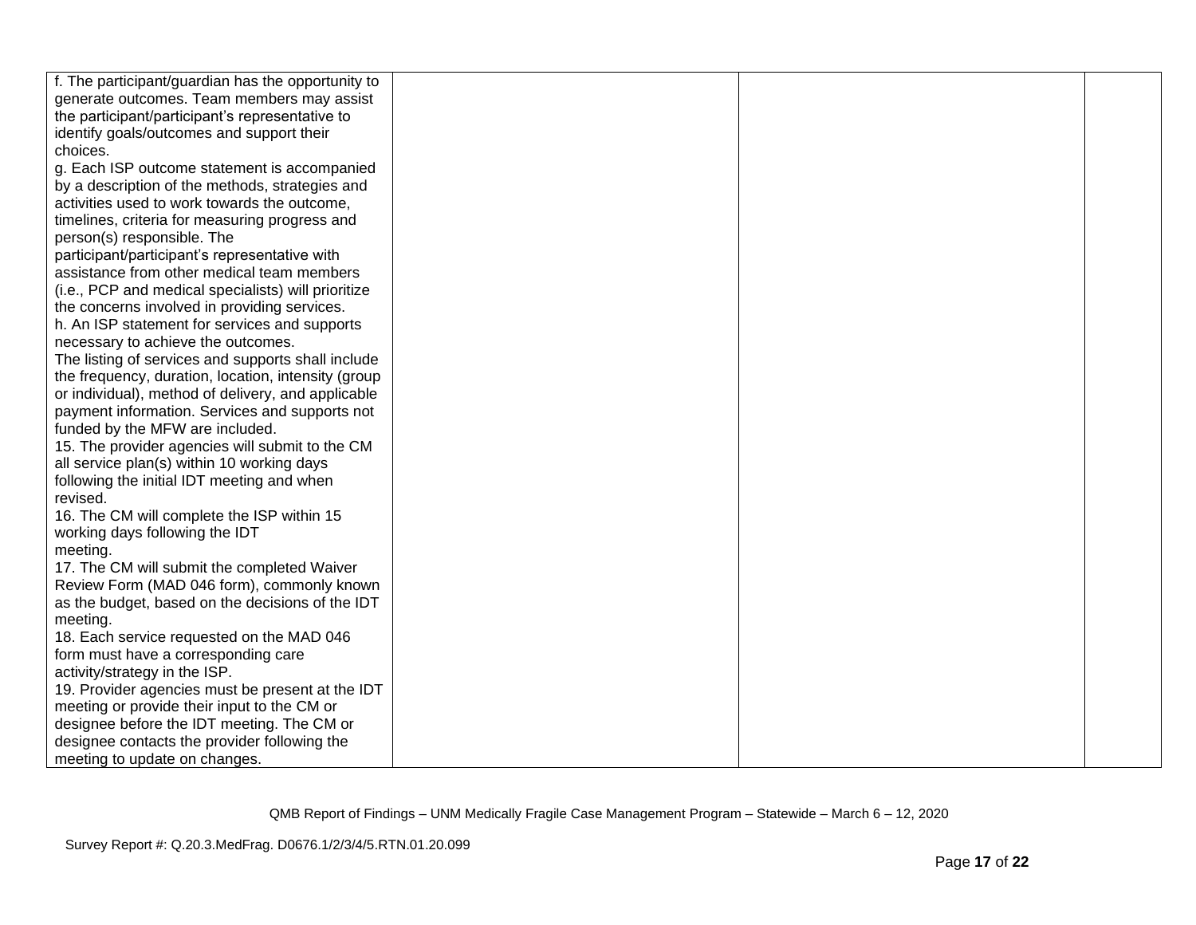| | | | |
|---|---|---|---|
| f. The participant/guardian has the opportunity to generate outcomes. Team members may assist the participant/participant's representative to identify goals/outcomes and support their choices.<br>g. Each ISP outcome statement is accompanied by a description of the methods, strategies and activities used to work towards the outcome, timelines, criteria for measuring progress and person(s) responsible. The participant/participant's representative with assistance from other medical team members (i.e., PCP and medical specialists) will prioritize the concerns involved in providing services.<br>h. An ISP statement for services and supports necessary to achieve the outcomes. The listing of services and supports shall include the frequency, duration, location, intensity (group or individual), method of delivery, and applicable payment information. Services and supports not funded by the MFW are included.<br>15. The provider agencies will submit to the CM all service plan(s) within 10 working days following the initial IDT meeting and when revised.<br>16. The CM will complete the ISP within 15 working days following the IDT meeting.<br>17. The CM will submit the completed Waiver Review Form (MAD 046 form), commonly known as the budget, based on the decisions of the IDT meeting.<br>18. Each service requested on the MAD 046 form must have a corresponding care activity/strategy in the ISP.<br>19. Provider agencies must be present at the IDT meeting or provide their input to the CM or designee before the IDT meeting. The CM or designee contacts the provider following the meeting to update on changes. | | | |

QMB Report of Findings – UNM Medically Fragile Case Management Program – Statewide – March 6 – 12, 2020

Survey Report #: Q.20.3.MedFrag. D0676.1/2/3/4/5.RTN.01.20.099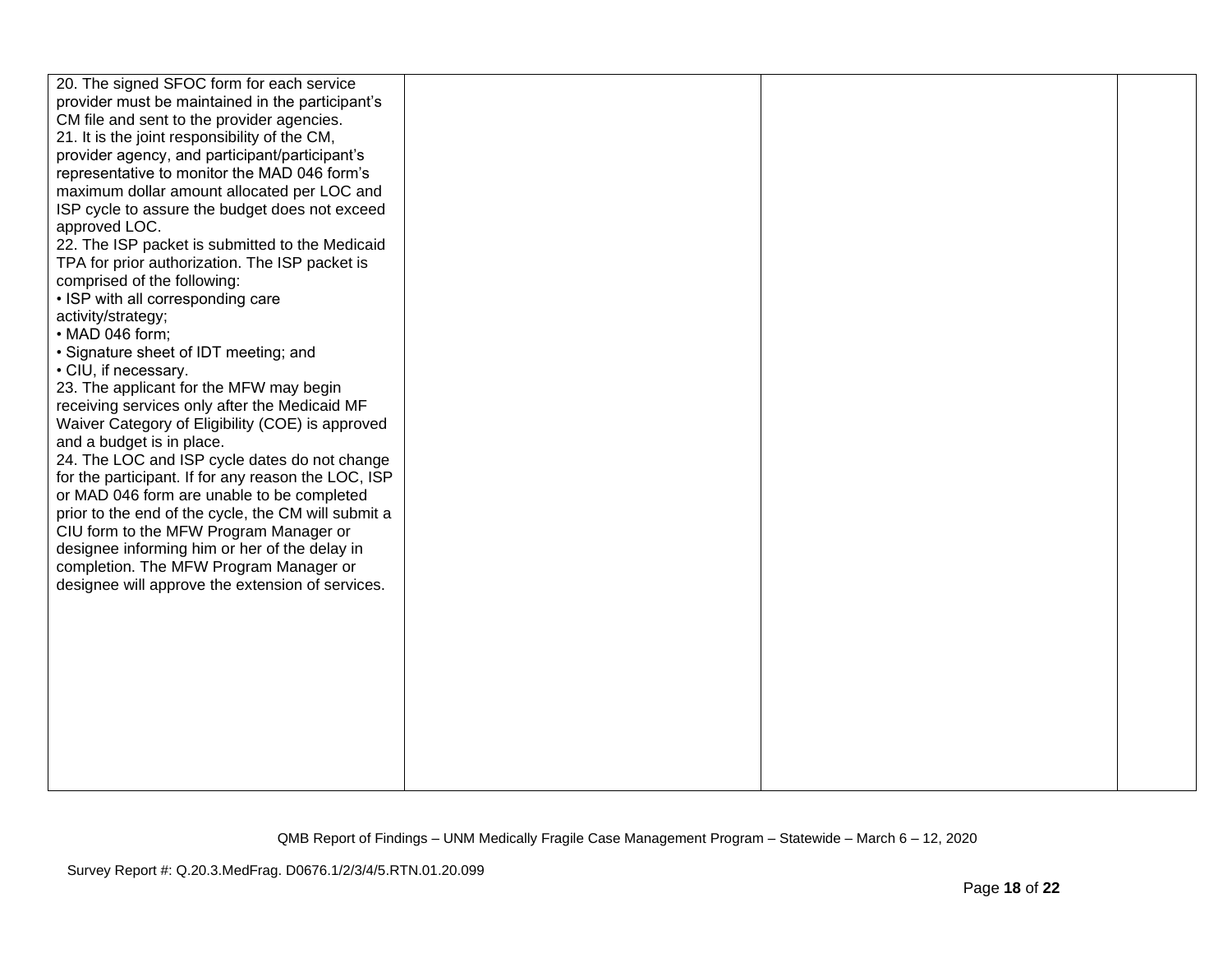| | | | |
|---|---|---|---|
| 20. The signed SFOC form for each service provider must be maintained in the participant's CM file and sent to the provider agencies.<br>21. It is the joint responsibility of the CM, provider agency, and participant/participant's representative to monitor the MAD 046 form's maximum dollar amount allocated per LOC and ISP cycle to assure the budget does not exceed approved LOC.<br>22. The ISP packet is submitted to the Medicaid TPA for prior authorization. The ISP packet is comprised of the following:<br>• ISP with all corresponding care activity/strategy;<br>• MAD 046 form;<br>• Signature sheet of IDT meeting; and<br>• CIU, if necessary.<br>23. The applicant for the MFW may begin receiving services only after the Medicaid MF Waiver Category of Eligibility (COE) is approved and a budget is in place.<br>24. The LOC and ISP cycle dates do not change for the participant. If for any reason the LOC, ISP or MAD 046 form are unable to be completed prior to the end of the cycle, the CM will submit a CIU form to the MFW Program Manager or designee informing him or her of the delay in completion. The MFW Program Manager or designee will approve the extension of services. | | | |

QMB Report of Findings – UNM Medically Fragile Case Management Program – Statewide – March 6 – 12, 2020

Survey Report #: Q.20.3.MedFrag. D0676.1/2/3/4/5.RTN.01.20.099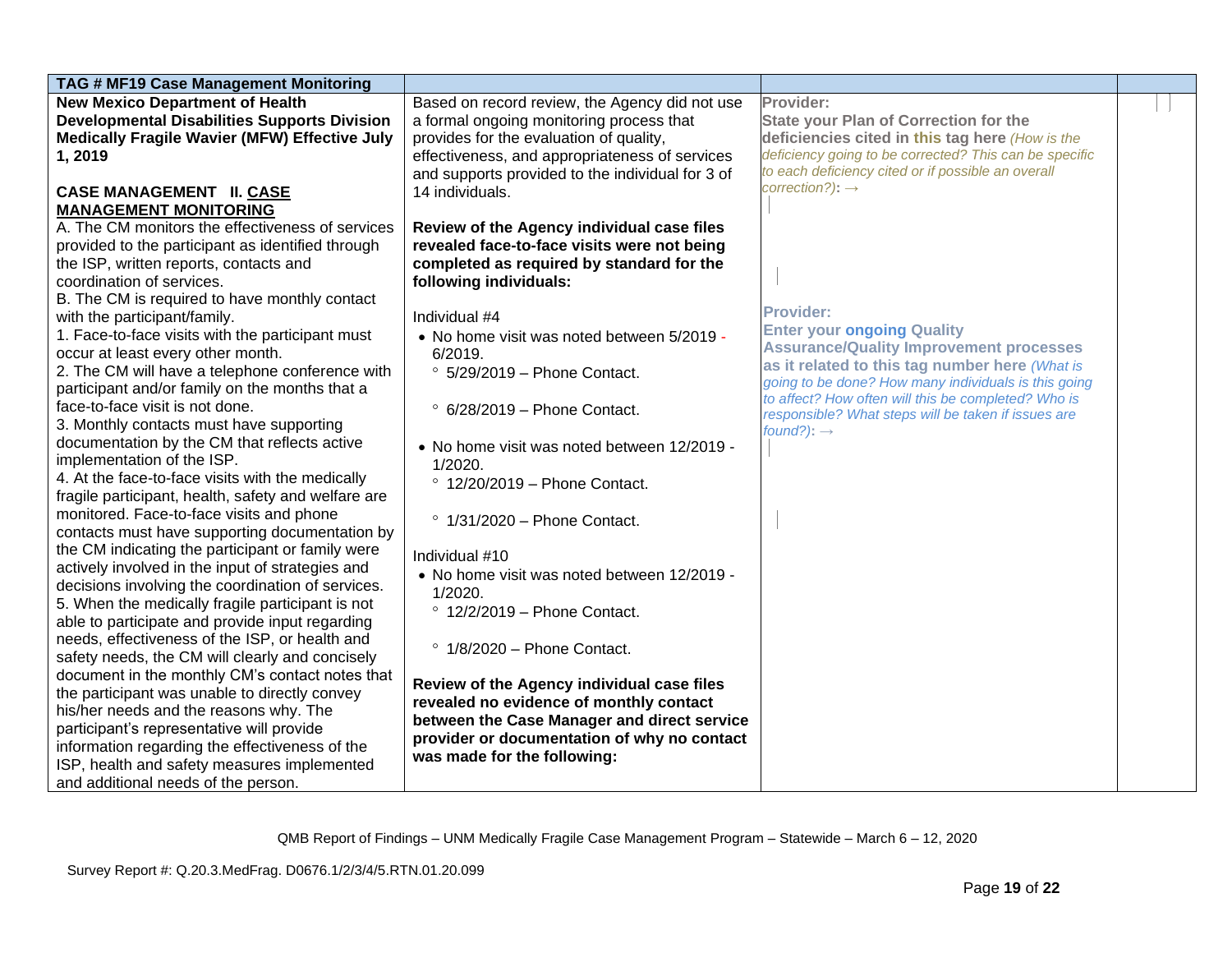| TAG # MF19 Case Management Monitoring | | | |
|---|---|---|---|
| **New Mexico Department of Health Developmental Disabilities Supports Division Medically Fragile Wavier (MFW) Effective July 1, 2019**<br><br>**CASE MANAGEMENT II. CASE MANAGEMENT MONITORING**<br>A. The CM monitors the effectiveness of services provided to the participant as identified through the ISP, written reports, contacts and coordination of services.<br>B. The CM is required to have monthly contact with the participant/family.<br>1. Face-to-face visits with the participant must occur at least every other month.<br>2. The CM will have a telephone conference with participant and/or family on the months that a face-to-face visit is not done.<br>3. Monthly contacts must have supporting documentation by the CM that reflects active implementation of the ISP.<br>4. At the face-to-face visits with the medically fragile participant, health, safety and welfare are monitored. Face-to-face visits and phone contacts must have supporting documentation by the CM indicating the participant or family were actively involved in the input of strategies and decisions involving the coordination of services.<br>5. When the medically fragile participant is not able to participate and provide input regarding needs, effectiveness of the ISP, or health and safety needs, the CM will clearly and concisely document in the monthly CM's contact notes that the participant was unable to directly convey his/her needs and the reasons why. The participant's representative will provide information regarding the effectiveness of the ISP, health and safety measures implemented and additional needs of the person. | Based on record review, the Agency did not use a formal ongoing monitoring process that provides for the evaluation of quality, effectiveness, and appropriateness of services and supports provided to the individual for 3 of 14 individuals.<br><br>**Review of the Agency individual case files revealed face-to-face visits were not being completed as required by standard for the following individuals:**<br><br>Individual #4<br>• No home visit was noted between 5/2019 - 6/2019.<br>° 5/29/2019 – Phone Contact.<br>° 6/28/2019 – Phone Contact.<br>• No home visit was noted between 12/2019 - 1/2020.<br>° 12/20/2019 – Phone Contact.<br>° 1/31/2020 – Phone Contact.<br><br>Individual #10<br>• No home visit was noted between 12/2019 - 1/2020.<br>° 12/2/2019 – Phone Contact.<br>° 1/8/2020 – Phone Contact.<br><br>**Review of the Agency individual case files revealed no evidence of monthly contact between the Case Manager and direct service provider or documentation of why no contact was made for the following:** | **Provider:**<br>**State your Plan of Correction for the deficiencies cited in this tag here** *(How is the deficiency going to be corrected? This can be specific to each deficiency cited or if possible an overall correction?)*: →<br><br>**Provider:**<br>**Enter your ongoing Quality Assurance/Quality Improvement processes as it related to this tag number here** *(What is going to be done? How many individuals is this going to affect? How often will this be completed? Who is responsible? What steps will be taken if issues are found?)*: → | |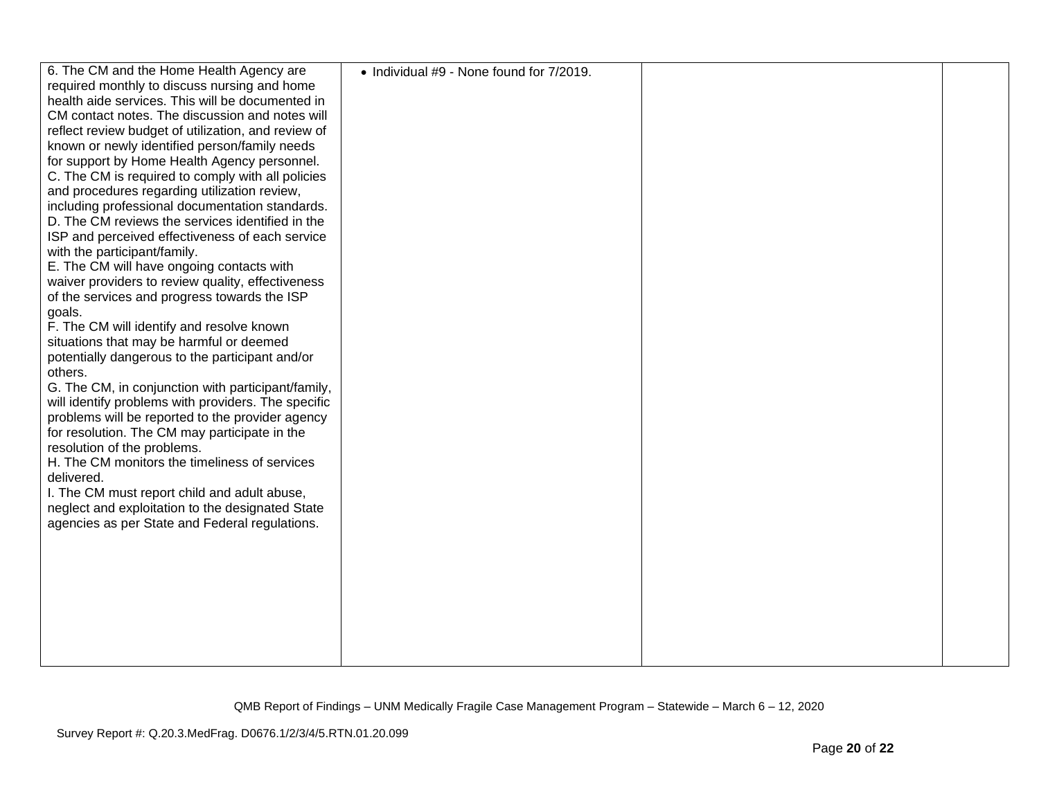| | | | |
|---|---|---|---|
| 6. The CM and the Home Health Agency are required monthly to discuss nursing and home health aide services. This will be documented in CM contact notes. The discussion and notes will reflect review budget of utilization, and review of known or newly identified person/family needs for support by Home Health Agency personnel.<br>C. The CM is required to comply with all policies and procedures regarding utilization review, including professional documentation standards.<br>D. The CM reviews the services identified in the ISP and perceived effectiveness of each service with the participant/family.<br>E. The CM will have ongoing contacts with waiver providers to review quality, effectiveness of the services and progress towards the ISP goals.<br>F. The CM will identify and resolve known situations that may be harmful or deemed potentially dangerous to the participant and/or others.<br>G. The CM, in conjunction with participant/family, will identify problems with providers. The specific problems will be reported to the provider agency for resolution. The CM may participate in the resolution of the problems.<br>H. The CM monitors the timeliness of services delivered.<br>I. The CM must report child and adult abuse, neglect and exploitation to the designated State agencies as per State and Federal regulations. | • Individual #9 - None found for 7/2019. | | |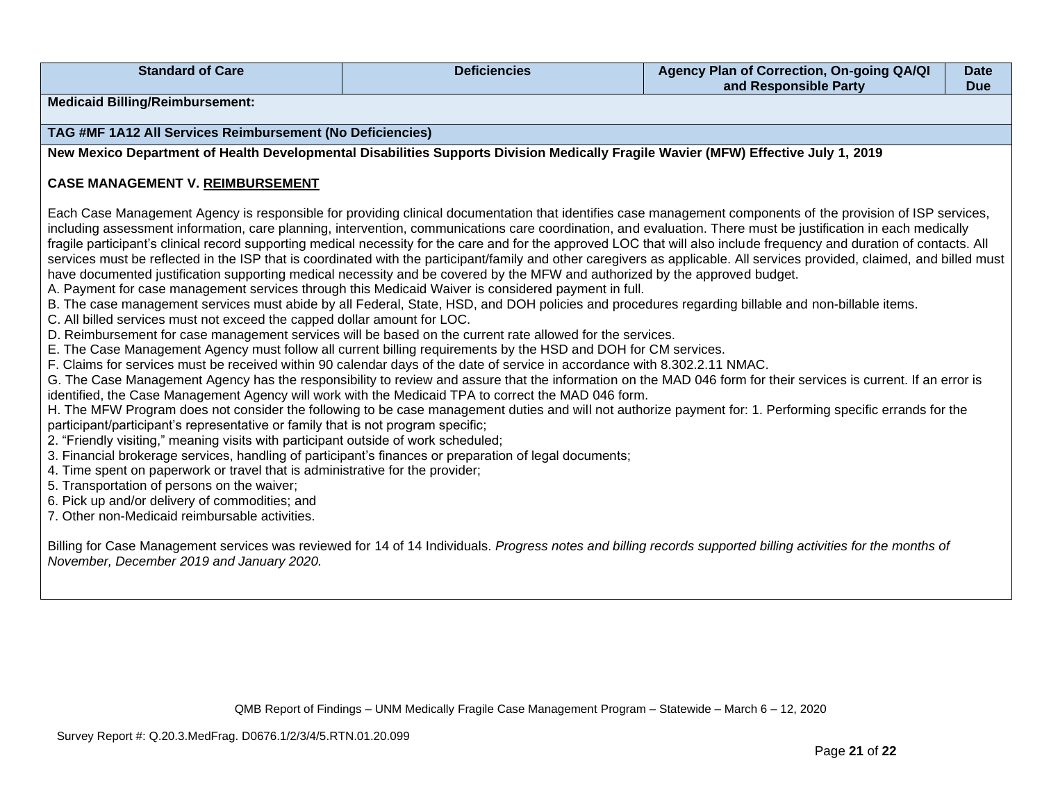| Standard of Care | Deficiencies | Agency Plan of Correction, On-going QA/QI and Responsible Party | Date Due |
| --- | --- | --- | --- |

**Medicaid Billing/Reimbursement:**

**TAG #MF 1A12 All Services Reimbursement (No Deficiencies)**

**New Mexico Department of Health Developmental Disabilities Supports Division Medically Fragile Wavier (MFW) Effective July 1, 2019**

**CASE MANAGEMENT V. REIMBURSEMENT**

Each Case Management Agency is responsible for providing clinical documentation that identifies case management components of the provision of ISP services, including assessment information, care planning, intervention, communications care coordination, and evaluation. There must be justification in each medically fragile participant's clinical record supporting medical necessity for the care and for the approved LOC that will also include frequency and duration of contacts. All services must be reflected in the ISP that is coordinated with the participant/family and other caregivers as applicable. All services provided, claimed, and billed must have documented justification supporting medical necessity and be covered by the MFW and authorized by the approved budget.

A. Payment for case management services through this Medicaid Waiver is considered payment in full.
B. The case management services must abide by all Federal, State, HSD, and DOH policies and procedures regarding billable and non-billable items.
C. All billed services must not exceed the capped dollar amount for LOC.
D. Reimbursement for case management services will be based on the current rate allowed for the services.
E. The Case Management Agency must follow all current billing requirements by the HSD and DOH for CM services.
F. Claims for services must be received within 90 calendar days of the date of service in accordance with 8.302.2.11 NMAC.
G. The Case Management Agency has the responsibility to review and assure that the information on the MAD 046 form for their services is current. If an error is identified, the Case Management Agency will work with the Medicaid TPA to correct the MAD 046 form.
H. The MFW Program does not consider the following to be case management duties and will not authorize payment for: 1. Performing specific errands for the participant/participant's representative or family that is not program specific;
2. "Friendly visiting," meaning visits with participant outside of work scheduled;
3. Financial brokerage services, handling of participant's finances or preparation of legal documents;
4. Time spent on paperwork or travel that is administrative for the provider;
5. Transportation of persons on the waiver;
6. Pick up and/or delivery of commodities; and
7. Other non-Medicaid reimbursable activities.

Billing for Case Management services was reviewed for 14 of 14 Individuals. *Progress notes and billing records supported billing activities for the months of November, December 2019 and January 2020.*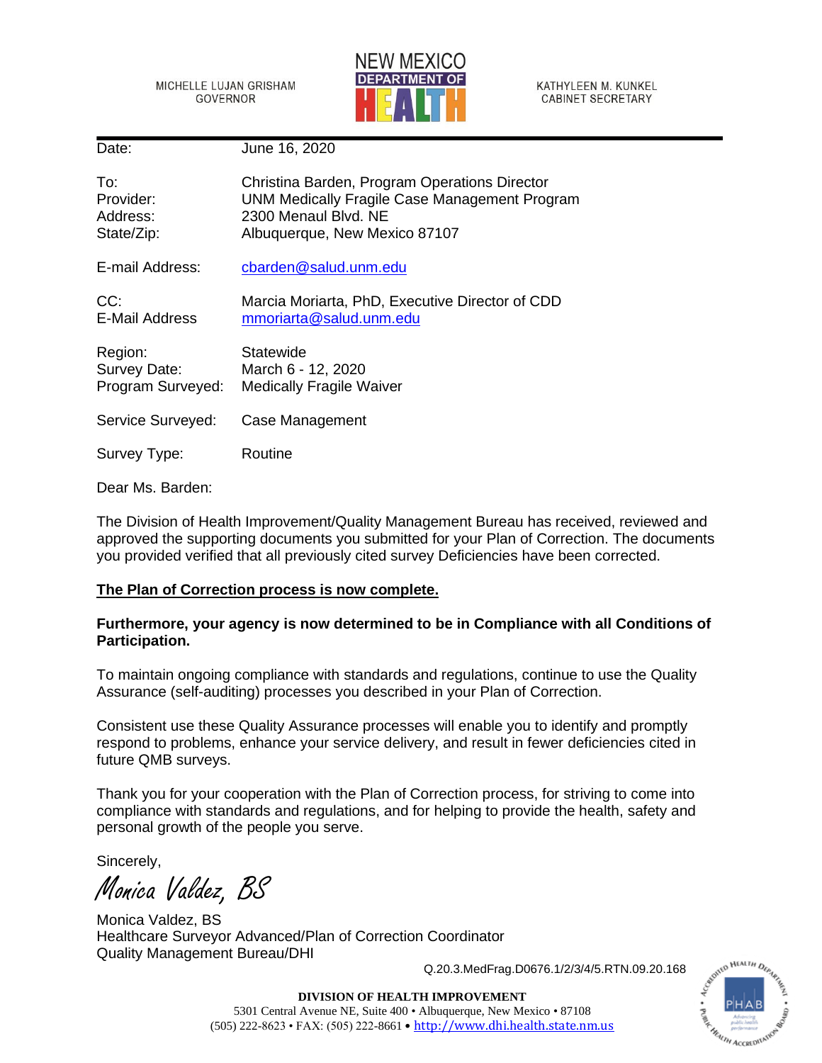MICHELLE LUJAN GRISHAM
GOVERNOR

NEW MEXICO
DEPARTMENT OF
HEALTH

KATHYLEEN M. KUNKEL
CABINET SECRETARY

| | |
|---|---|
| Date: | June 16, 2020 |
| To: | Christina Barden, Program Operations Director |
| Provider: | UNM Medically Fragile Case Management Program |
| Address: | 2300 Menaul Blvd. NE |
| State/Zip: | Albuquerque, New Mexico 87107 |
| E-mail Address: | cbarden@salud.unm.edu |
| CC: | Marcia Moriarta, PhD, Executive Director of CDD |
| E-Mail Address | mmoriarta@salud.unm.edu |
| Region: | Statewide |
| Survey Date: | March 6 - 12, 2020 |
| Program Surveyed: | Medically Fragile Waiver |
| Service Surveyed: | Case Management |
| Survey Type: | Routine |

Dear Ms. Barden:

The Division of Health Improvement/Quality Management Bureau has received, reviewed and approved the supporting documents you submitted for your Plan of Correction. The documents you provided verified that all previously cited survey Deficiencies have been corrected.

**The Plan of Correction process is now complete.**

**Furthermore, your agency is now determined to be in Compliance with all Conditions of Participation.**

To maintain ongoing compliance with standards and regulations, continue to use the Quality Assurance (self-auditing) processes you described in your Plan of Correction.

Consistent use these Quality Assurance processes will enable you to identify and promptly respond to problems, enhance your service delivery, and result in fewer deficiencies cited in future QMB surveys.

Thank you for your cooperation with the Plan of Correction process, for striving to come into compliance with standards and regulations, and for helping to provide the health, safety and personal growth of the people you serve.

Sincerely,

*Monica Valdez, BS*

Monica Valdez, BS
Healthcare Surveyor Advanced/Plan of Correction Coordinator
Quality Management Bureau/DHI

Q.20.3.MedFrag.D0676.1/2/3/4/5.RTN.09.20.168

**DIVISION OF HEALTH IMPROVEMENT**
5301 Central Avenue NE, Suite 400 • Albuquerque, New Mexico • 87108
(505) 222-8623 • FAX: (505) 222-8661 • http://www.dhi.health.state.nm.us